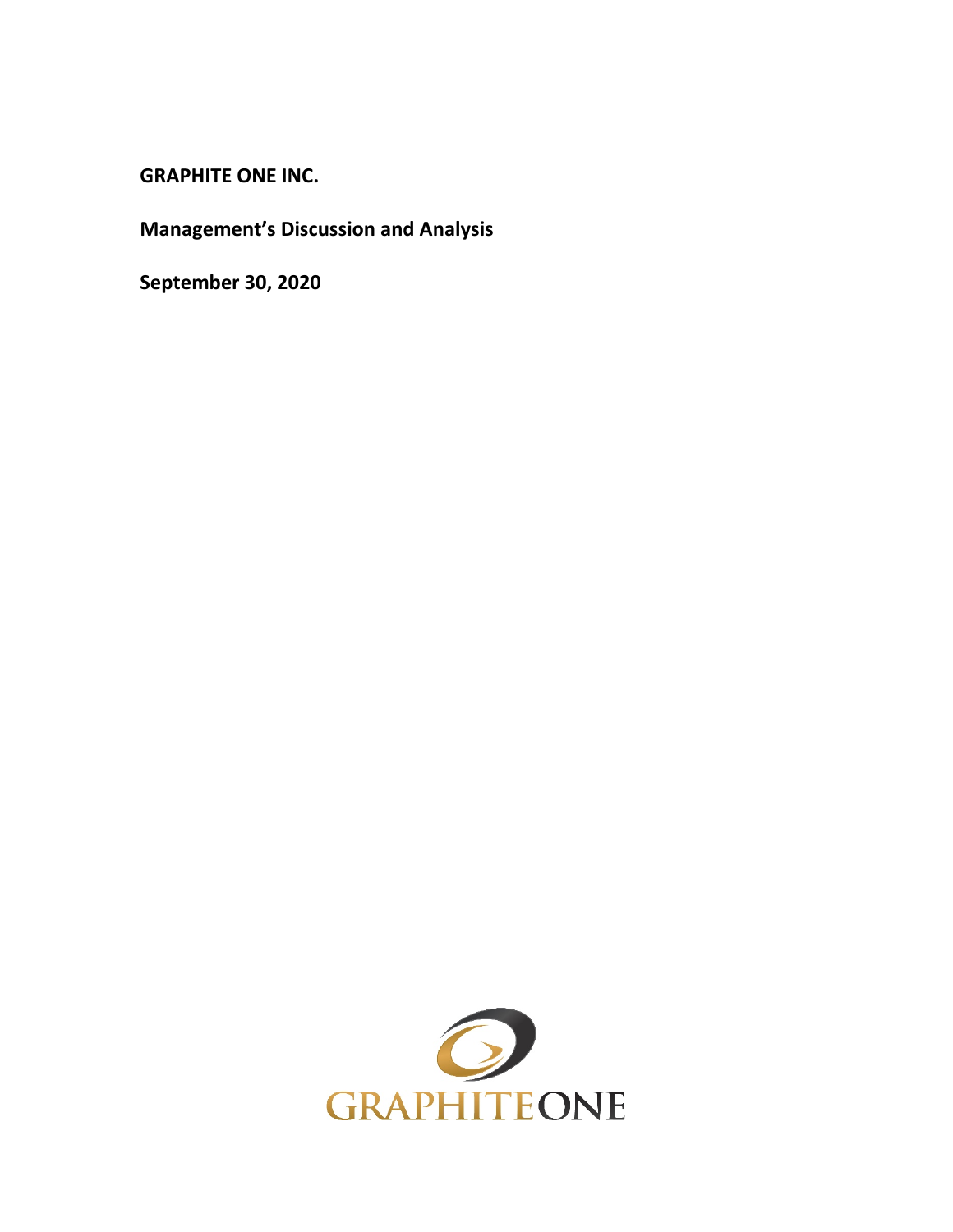**GRAPHITE ONE INC.**

**Management's Discussion and Analysis**

**September 30, 2020**

GRAPHITEONE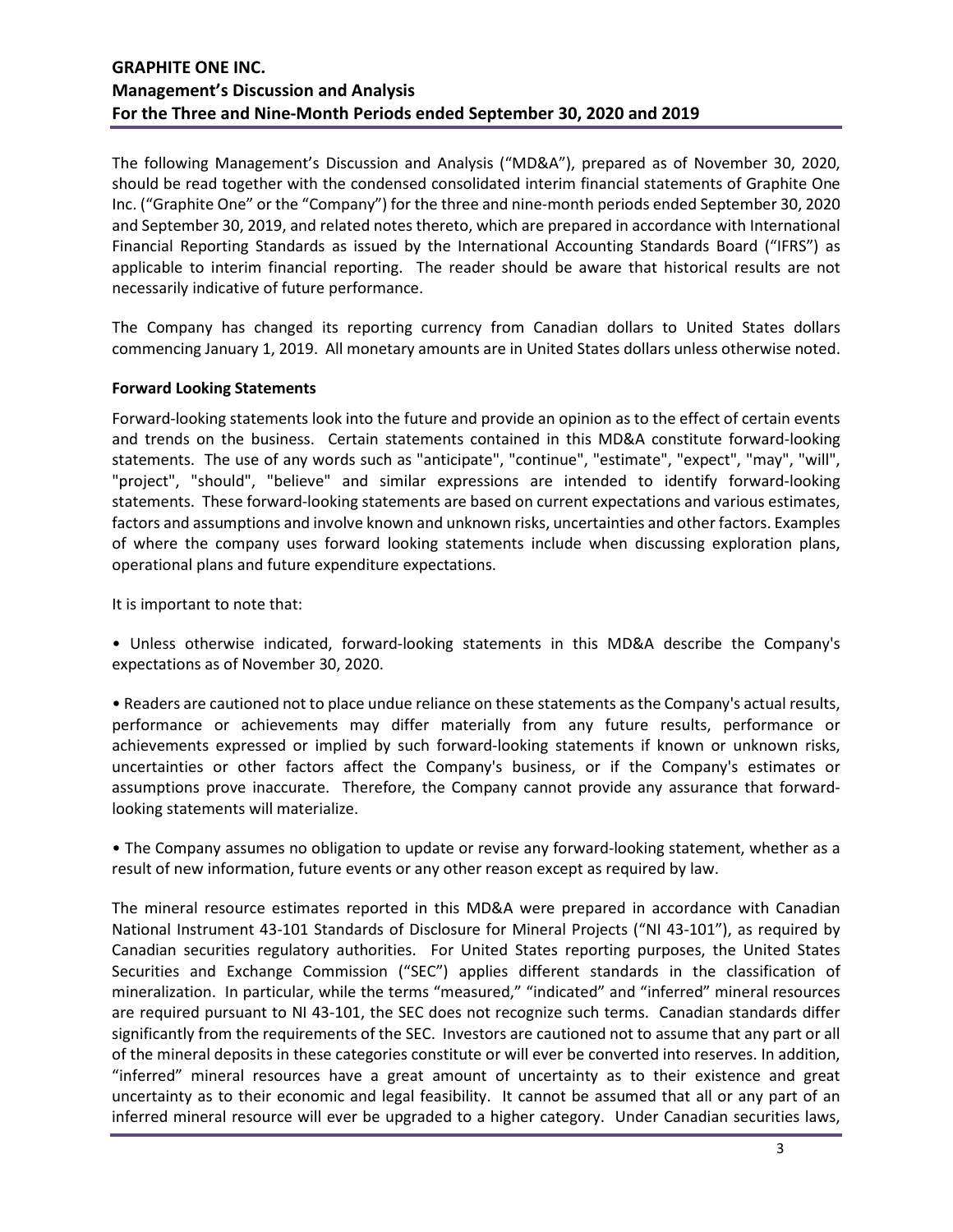The following Management's Discussion and Analysis ("MD&A"), prepared as of November 30, 2020, should be read together with the condensed consolidated interim financial statements of Graphite One Inc. ("Graphite One" or the "Company") for the three and nine-month periods ended September 30, 2020 and September 30, 2019, and related notes thereto, which are prepared in accordance with International Financial Reporting Standards as issued by the International Accounting Standards Board ("IFRS") as applicable to interim financial reporting. The reader should be aware that historical results are not necessarily indicative of future performance.

The Company has changed its reporting currency from Canadian dollars to United States dollars commencing January 1, 2019. All monetary amounts are in United States dollars unless otherwise noted.

**Forward Looking Statements**

Forward-looking statements look into the future and provide an opinion as to the effect of certain events and trends on the business. Certain statements contained in this MD&A constitute forward-looking statements. The use of any words such as "anticipate", "continue", "estimate", "expect", "may", "will", "project", "should", "believe" and similar expressions are intended to identify forward-looking statements. These forward-looking statements are based on current expectations and various estimates, factors and assumptions and involve known and unknown risks, uncertainties and other factors. Examples of where the company uses forward looking statements include when discussing exploration plans, operational plans and future expenditure expectations.

It is important to note that:

• Unless otherwise indicated, forward-looking statements in this MD&A describe the Company's expectations as of November 30, 2020.

• Readers are cautioned not to place undue reliance on these statements as the Company's actual results, performance or achievements may differ materially from any future results, performance or achievements expressed or implied by such forward-looking statements if known or unknown risks, uncertainties or other factors affect the Company's business, or if the Company's estimates or assumptions prove inaccurate. Therefore, the Company cannot provide any assurance that forward-looking statements will materialize.

• The Company assumes no obligation to update or revise any forward-looking statement, whether as a result of new information, future events or any other reason except as required by law.

The mineral resource estimates reported in this MD&A were prepared in accordance with Canadian National Instrument 43-101 Standards of Disclosure for Mineral Projects ("NI 43-101"), as required by Canadian securities regulatory authorities. For United States reporting purposes, the United States Securities and Exchange Commission ("SEC") applies different standards in the classification of mineralization. In particular, while the terms "measured," "indicated" and "inferred" mineral resources are required pursuant to NI 43-101, the SEC does not recognize such terms. Canadian standards differ significantly from the requirements of the SEC. Investors are cautioned not to assume that any part or all of the mineral deposits in these categories constitute or will ever be converted into reserves. In addition, "inferred" mineral resources have a great amount of uncertainty as to their existence and great uncertainty as to their economic and legal feasibility. It cannot be assumed that all or any part of an inferred mineral resource will ever be upgraded to a higher category. Under Canadian securities laws,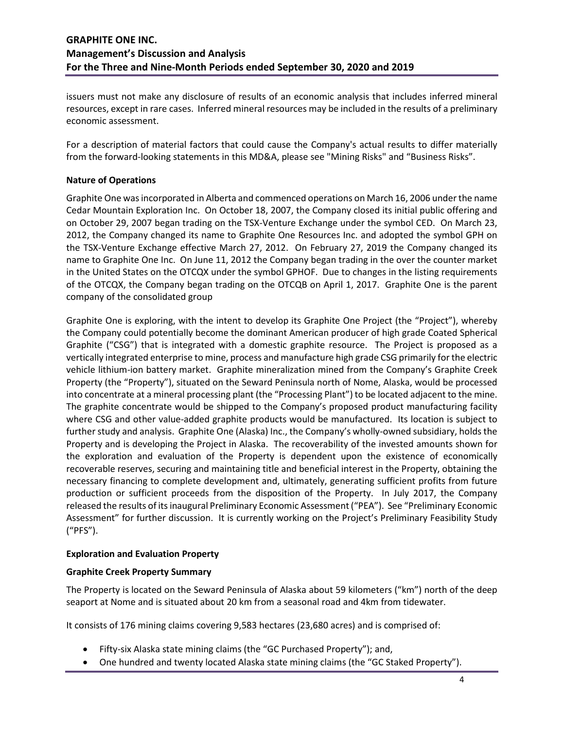issuers must not make any disclosure of results of an economic analysis that includes inferred mineral resources, except in rare cases. Inferred mineral resources may be included in the results of a preliminary economic assessment.

For a description of material factors that could cause the Company's actual results to differ materially from the forward-looking statements in this MD&A, please see "Mining Risks" and "Business Risks".

## Nature of Operations

Graphite One was incorporated in Alberta and commenced operations on March 16, 2006 under the name Cedar Mountain Exploration Inc. On October 18, 2007, the Company closed its initial public offering and on October 29, 2007 began trading on the TSX-Venture Exchange under the symbol CED. On March 23, 2012, the Company changed its name to Graphite One Resources Inc. and adopted the symbol GPH on the TSX-Venture Exchange effective March 27, 2012. On February 27, 2019 the Company changed its name to Graphite One Inc. On June 11, 2012 the Company began trading in the over the counter market in the United States on the OTCQX under the symbol GPHOF. Due to changes in the listing requirements of the OTCQX, the Company began trading on the OTCQB on April 1, 2017. Graphite One is the parent company of the consolidated group

Graphite One is exploring, with the intent to develop its Graphite One Project (the "Project"), whereby the Company could potentially become the dominant American producer of high grade Coated Spherical Graphite ("CSG") that is integrated with a domestic graphite resource. The Project is proposed as a vertically integrated enterprise to mine, process and manufacture high grade CSG primarily for the electric vehicle lithium-ion battery market. Graphite mineralization mined from the Company's Graphite Creek Property (the "Property"), situated on the Seward Peninsula north of Nome, Alaska, would be processed into concentrate at a mineral processing plant (the "Processing Plant") to be located adjacent to the mine. The graphite concentrate would be shipped to the Company's proposed product manufacturing facility where CSG and other value-added graphite products would be manufactured. Its location is subject to further study and analysis. Graphite One (Alaska) Inc., the Company's wholly-owned subsidiary, holds the Property and is developing the Project in Alaska. The recoverability of the invested amounts shown for the exploration and evaluation of the Property is dependent upon the existence of economically recoverable reserves, securing and maintaining title and beneficial interest in the Property, obtaining the necessary financing to complete development and, ultimately, generating sufficient profits from future production or sufficient proceeds from the disposition of the Property. In July 2017, the Company released the results of its inaugural Preliminary Economic Assessment ("PEA"). See "Preliminary Economic Assessment" for further discussion. It is currently working on the Project's Preliminary Feasibility Study ("PFS").

## Exploration and Evaluation Property

### Graphite Creek Property Summary

The Property is located on the Seward Peninsula of Alaska about 59 kilometers ("km") north of the deep seaport at Nome and is situated about 20 km from a seasonal road and 4km from tidewater.

It consists of 176 mining claims covering 9,583 hectares (23,680 acres) and is comprised of:

- Fifty-six Alaska state mining claims (the "GC Purchased Property"); and,
- One hundred and twenty located Alaska state mining claims (the "GC Staked Property").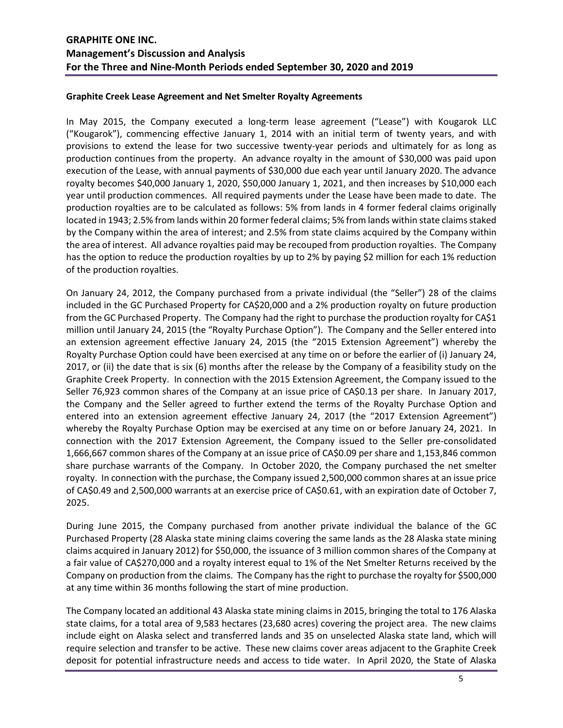### Graphite Creek Lease Agreement and Net Smelter Royalty Agreements

In May 2015, the Company executed a long-term lease agreement ("Lease") with Kougarok LLC ("Kougarok"), commencing effective January 1, 2014 with an initial term of twenty years, and with provisions to extend the lease for two successive twenty-year periods and ultimately for as long as production continues from the property. An advance royalty in the amount of $30,000 was paid upon execution of the Lease, with annual payments of $30,000 due each year until January 2020. The advance royalty becomes $40,000 January 1, 2020, $50,000 January 1, 2021, and then increases by $10,000 each year until production commences. All required payments under the Lease have been made to date. The production royalties are to be calculated as follows: 5% from lands in 4 former federal claims originally located in 1943; 2.5% from lands within 20 former federal claims; 5% from lands within state claims staked by the Company within the area of interest; and 2.5% from state claims acquired by the Company within the area of interest. All advance royalties paid may be recouped from production royalties. The Company has the option to reduce the production royalties by up to 2% by paying $2 million for each 1% reduction of the production royalties.

On January 24, 2012, the Company purchased from a private individual (the "Seller") 28 of the claims included in the GC Purchased Property for CA$20,000 and a 2% production royalty on future production from the GC Purchased Property. The Company had the right to purchase the production royalty for CA$1 million until January 24, 2015 (the "Royalty Purchase Option"). The Company and the Seller entered into an extension agreement effective January 24, 2015 (the "2015 Extension Agreement") whereby the Royalty Purchase Option could have been exercised at any time on or before the earlier of (i) January 24, 2017, or (ii) the date that is six (6) months after the release by the Company of a feasibility study on the Graphite Creek Property. In connection with the 2015 Extension Agreement, the Company issued to the Seller 76,923 common shares of the Company at an issue price of CA$0.13 per share. In January 2017, the Company and the Seller agreed to further extend the terms of the Royalty Purchase Option and entered into an extension agreement effective January 24, 2017 (the "2017 Extension Agreement") whereby the Royalty Purchase Option may be exercised at any time on or before January 24, 2021. In connection with the 2017 Extension Agreement, the Company issued to the Seller pre-consolidated 1,666,667 common shares of the Company at an issue price of CA$0.09 per share and 1,153,846 common share purchase warrants of the Company. In October 2020, the Company purchased the net smelter royalty. In connection with the purchase, the Company issued 2,500,000 common shares at an issue price of CA$0.49 and 2,500,000 warrants at an exercise price of CA$0.61, with an expiration date of October 7, 2025.

During June 2015, the Company purchased from another private individual the balance of the GC Purchased Property (28 Alaska state mining claims covering the same lands as the 28 Alaska state mining claims acquired in January 2012) for $50,000, the issuance of 3 million common shares of the Company at a fair value of CA$270,000 and a royalty interest equal to 1% of the Net Smelter Returns received by the Company on production from the claims. The Company has the right to purchase the royalty for $500,000 at any time within 36 months following the start of mine production.

The Company located an additional 43 Alaska state mining claims in 2015, bringing the total to 176 Alaska state claims, for a total area of 9,583 hectares (23,680 acres) covering the project area. The new claims include eight on Alaska select and transferred lands and 35 on unselected Alaska state land, which will require selection and transfer to be active. These new claims cover areas adjacent to the Graphite Creek deposit for potential infrastructure needs and access to tide water. In April 2020, the State of Alaska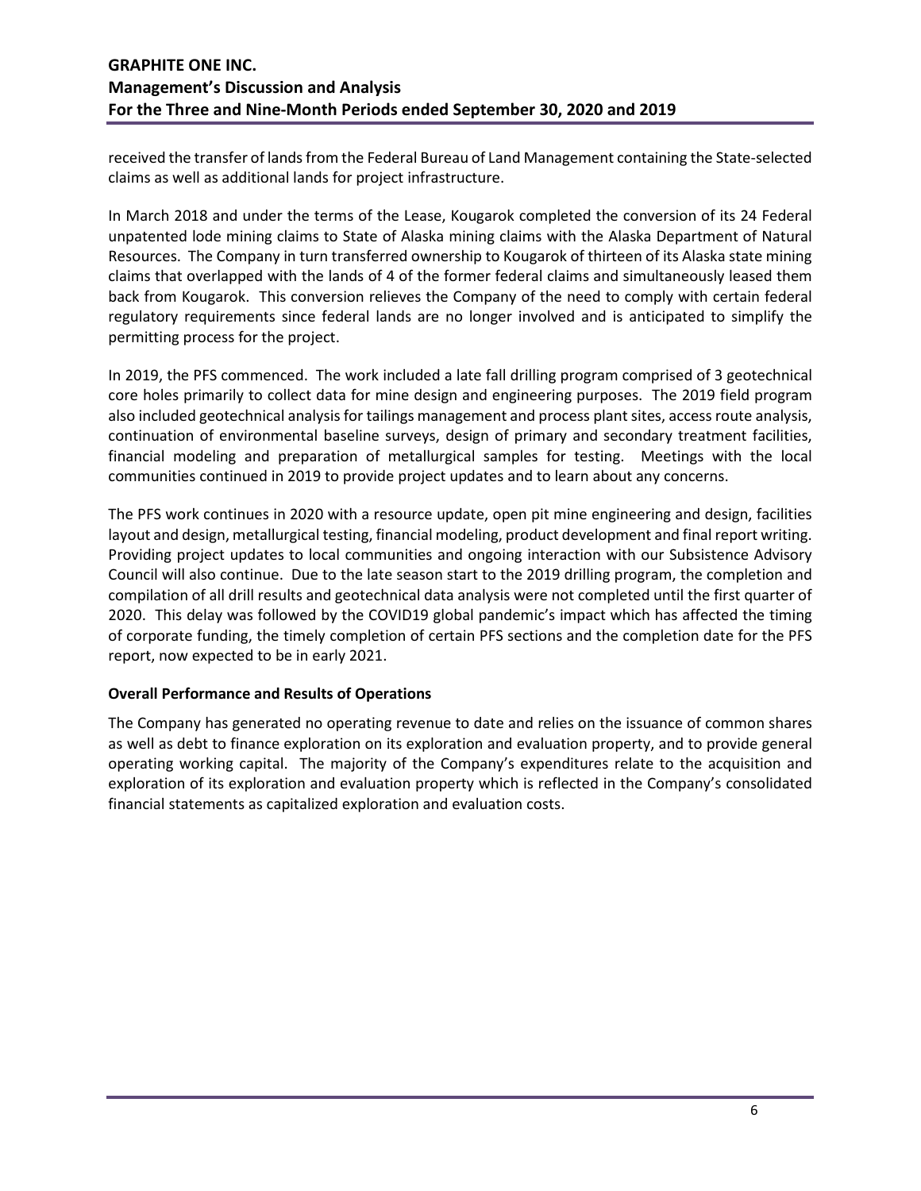received the transfer of lands from the Federal Bureau of Land Management containing the State-selected claims as well as additional lands for project infrastructure.

In March 2018 and under the terms of the Lease, Kougarok completed the conversion of its 24 Federal unpatented lode mining claims to State of Alaska mining claims with the Alaska Department of Natural Resources. The Company in turn transferred ownership to Kougarok of thirteen of its Alaska state mining claims that overlapped with the lands of 4 of the former federal claims and simultaneously leased them back from Kougarok. This conversion relieves the Company of the need to comply with certain federal regulatory requirements since federal lands are no longer involved and is anticipated to simplify the permitting process for the project.

In 2019, the PFS commenced. The work included a late fall drilling program comprised of 3 geotechnical core holes primarily to collect data for mine design and engineering purposes. The 2019 field program also included geotechnical analysis for tailings management and process plant sites, access route analysis, continuation of environmental baseline surveys, design of primary and secondary treatment facilities, financial modeling and preparation of metallurgical samples for testing. Meetings with the local communities continued in 2019 to provide project updates and to learn about any concerns.

The PFS work continues in 2020 with a resource update, open pit mine engineering and design, facilities layout and design, metallurgical testing, financial modeling, product development and final report writing. Providing project updates to local communities and ongoing interaction with our Subsistence Advisory Council will also continue. Due to the late season start to the 2019 drilling program, the completion and compilation of all drill results and geotechnical data analysis were not completed until the first quarter of 2020. This delay was followed by the COVID19 global pandemic's impact which has affected the timing of corporate funding, the timely completion of certain PFS sections and the completion date for the PFS report, now expected to be in early 2021.

**Overall Performance and Results of Operations**

The Company has generated no operating revenue to date and relies on the issuance of common shares as well as debt to finance exploration on its exploration and evaluation property, and to provide general operating working capital. The majority of the Company's expenditures relate to the acquisition and exploration of its exploration and evaluation property which is reflected in the Company's consolidated financial statements as capitalized exploration and evaluation costs.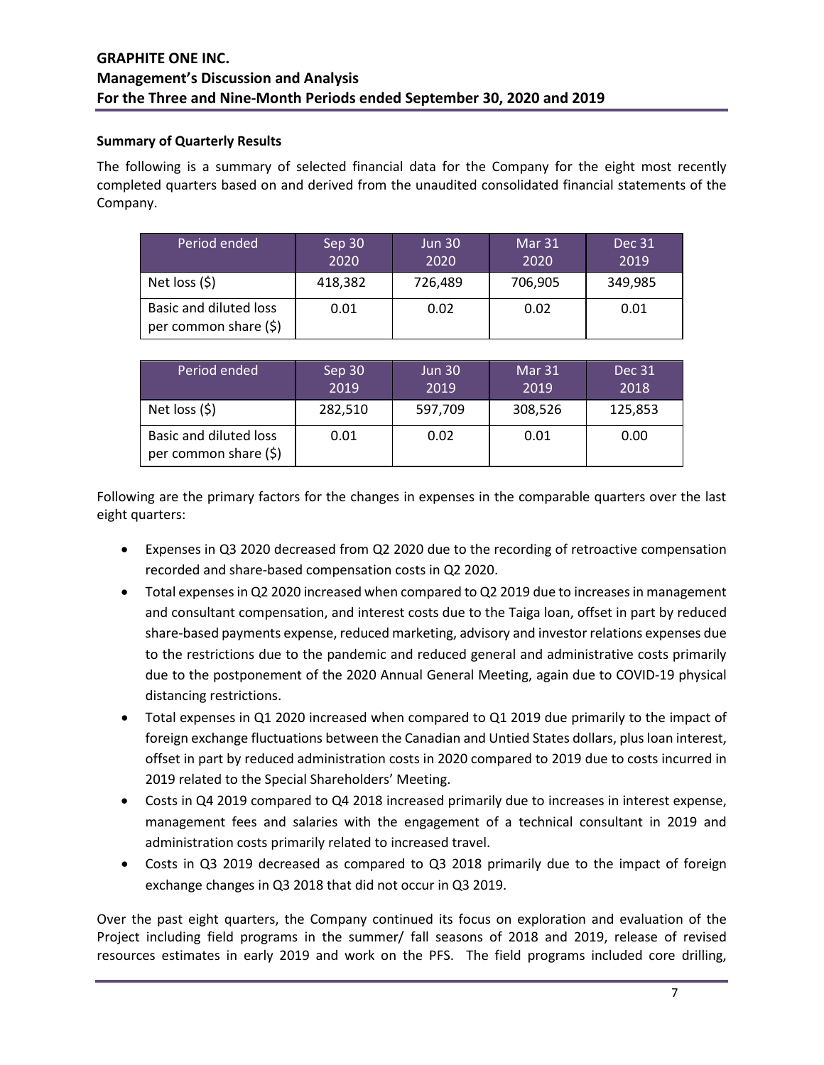**Summary of Quarterly Results**

The following is a summary of selected financial data for the Company for the eight most recently completed quarters based on and derived from the unaudited consolidated financial statements of the Company.

| Period ended | Sep 30 2020 | Jun 30 2020 | Mar 31 2020 | Dec 31 2019 |
|---|---|---|---|---|
| Net loss ($) | 418,382 | 726,489 | 706,905 | 349,985 |
| Basic and diluted loss per common share ($) | 0.01 | 0.02 | 0.02 | 0.01 |

| Period ended | Sep 30 2019 | Jun 30 2019 | Mar 31 2019 | Dec 31 2018 |
|---|---|---|---|---|
| Net loss ($) | 282,510 | 597,709 | 308,526 | 125,853 |
| Basic and diluted loss per common share ($) | 0.01 | 0.02 | 0.01 | 0.00 |

Following are the primary factors for the changes in expenses in the comparable quarters over the last eight quarters:

- Expenses in Q3 2020 decreased from Q2 2020 due to the recording of retroactive compensation recorded and share-based compensation costs in Q2 2020.
- Total expenses in Q2 2020 increased when compared to Q2 2019 due to increases in management and consultant compensation, and interest costs due to the Taiga loan, offset in part by reduced share-based payments expense, reduced marketing, advisory and investor relations expenses due to the restrictions due to the pandemic and reduced general and administrative costs primarily due to the postponement of the 2020 Annual General Meeting, again due to COVID-19 physical distancing restrictions.
- Total expenses in Q1 2020 increased when compared to Q1 2019 due primarily to the impact of foreign exchange fluctuations between the Canadian and Untied States dollars, plus loan interest, offset in part by reduced administration costs in 2020 compared to 2019 due to costs incurred in 2019 related to the Special Shareholders' Meeting.
- Costs in Q4 2019 compared to Q4 2018 increased primarily due to increases in interest expense, management fees and salaries with the engagement of a technical consultant in 2019 and administration costs primarily related to increased travel.
- Costs in Q3 2019 decreased as compared to Q3 2018 primarily due to the impact of foreign exchange changes in Q3 2018 that did not occur in Q3 2019.

Over the past eight quarters, the Company continued its focus on exploration and evaluation of the Project including field programs in the summer/ fall seasons of 2018 and 2019, release of revised resources estimates in early 2019 and work on the PFS. The field programs included core drilling,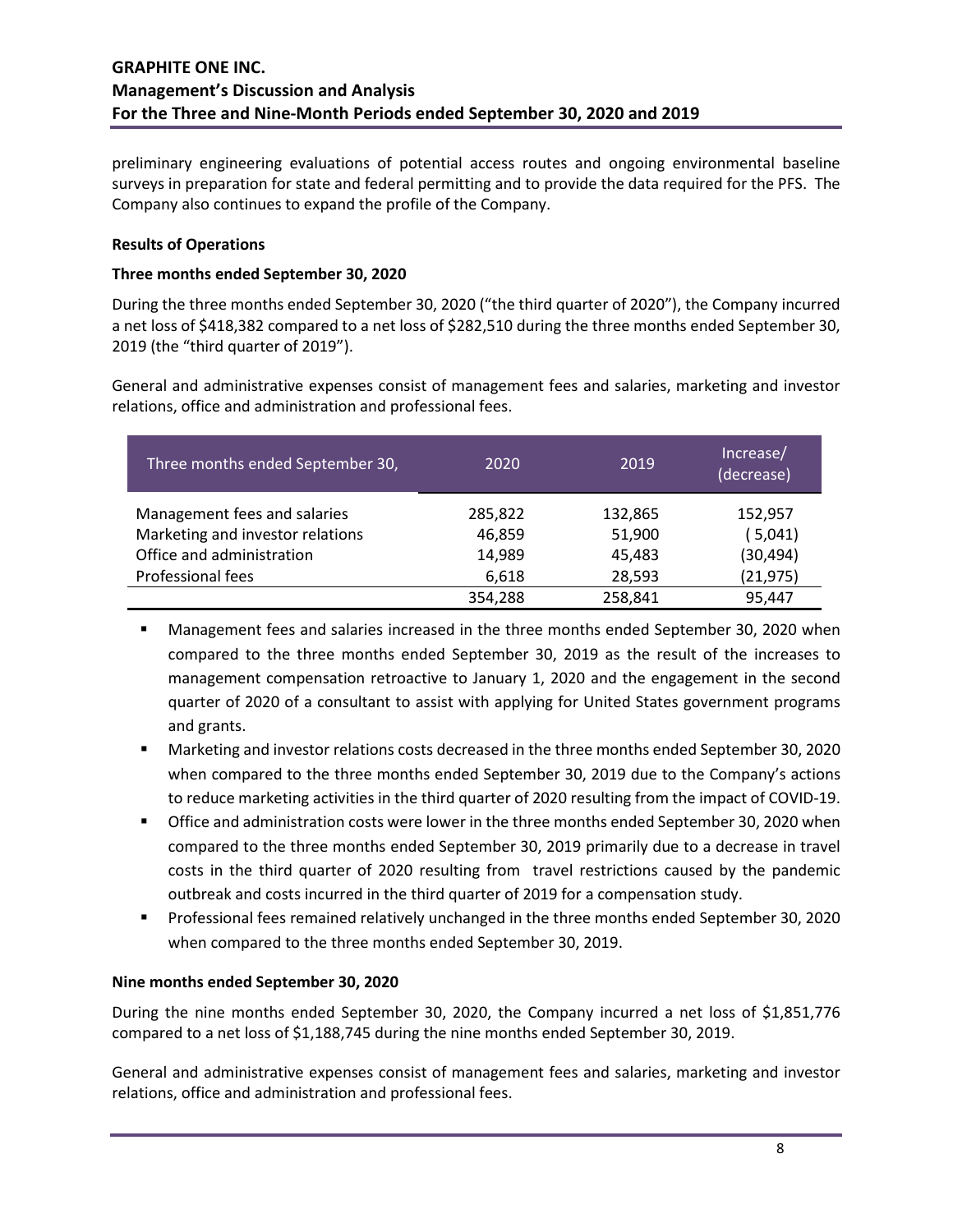preliminary engineering evaluations of potential access routes and ongoing environmental baseline surveys in preparation for state and federal permitting and to provide the data required for the PFS. The Company also continues to expand the profile of the Company.

**Results of Operations**

**Three months ended September 30, 2020**

During the three months ended September 30, 2020 ("the third quarter of 2020"), the Company incurred a net loss of $418,382 compared to a net loss of $282,510 during the three months ended September 30, 2019 (the "third quarter of 2019").

General and administrative expenses consist of management fees and salaries, marketing and investor relations, office and administration and professional fees.

| Three months ended September 30, | 2020 | 2019 | Increase/ (decrease) |
|---|---|---|---|
| Management fees and salaries | 285,822 | 132,865 | 152,957 |
| Marketing and investor relations | 46,859 | 51,900 | ( 5,041) |
| Office and administration | 14,989 | 45,483 | (30,494) |
| Professional fees | 6,618 | 28,593 | (21,975) |
| | 354,288 | 258,841 | 95,447 |

- Management fees and salaries increased in the three months ended September 30, 2020 when compared to the three months ended September 30, 2019 as the result of the increases to management compensation retroactive to January 1, 2020 and the engagement in the second quarter of 2020 of a consultant to assist with applying for United States government programs and grants.
- Marketing and investor relations costs decreased in the three months ended September 30, 2020 when compared to the three months ended September 30, 2019 due to the Company's actions to reduce marketing activities in the third quarter of 2020 resulting from the impact of COVID-19.
- Office and administration costs were lower in the three months ended September 30, 2020 when compared to the three months ended September 30, 2019 primarily due to a decrease in travel costs in the third quarter of 2020 resulting from travel restrictions caused by the pandemic outbreak and costs incurred in the third quarter of 2019 for a compensation study.
- Professional fees remained relatively unchanged in the three months ended September 30, 2020 when compared to the three months ended September 30, 2019.

**Nine months ended September 30, 2020**

During the nine months ended September 30, 2020, the Company incurred a net loss of $1,851,776 compared to a net loss of $1,188,745 during the nine months ended September 30, 2019.

General and administrative expenses consist of management fees and salaries, marketing and investor relations, office and administration and professional fees.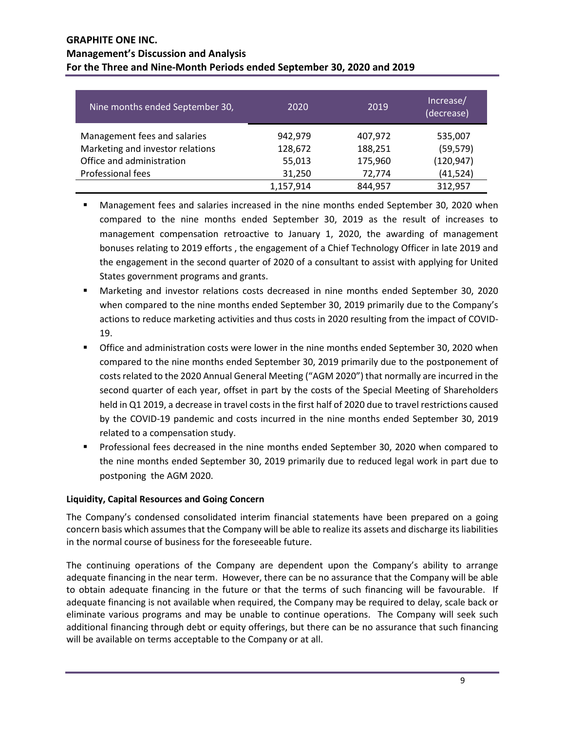| Nine months ended September 30, | 2020 | 2019 | Increase/ (decrease) |
|---|---|---|---|
| Management fees and salaries | 942,979 | 407,972 | 535,007 |
| Marketing and investor relations | 128,672 | 188,251 | (59,579) |
| Office and administration | 55,013 | 175,960 | (120,947) |
| Professional fees | 31,250 | 72,774 | (41,524) |
| | 1,157,914 | 844,957 | 312,957 |

- Management fees and salaries increased in the nine months ended September 30, 2020 when compared to the nine months ended September 30, 2019 as the result of increases to management compensation retroactive to January 1, 2020, the awarding of management bonuses relating to 2019 efforts , the engagement of a Chief Technology Officer in late 2019 and the engagement in the second quarter of 2020 of a consultant to assist with applying for United States government programs and grants.
- Marketing and investor relations costs decreased in nine months ended September 30, 2020 when compared to the nine months ended September 30, 2019 primarily due to the Company's actions to reduce marketing activities and thus costs in 2020 resulting from the impact of COVID-19.
- Office and administration costs were lower in the nine months ended September 30, 2020 when compared to the nine months ended September 30, 2019 primarily due to the postponement of costs related to the 2020 Annual General Meeting ("AGM 2020") that normally are incurred in the second quarter of each year, offset in part by the costs of the Special Meeting of Shareholders held in Q1 2019, a decrease in travel costs in the first half of 2020 due to travel restrictions caused by the COVID-19 pandemic and costs incurred in the nine months ended September 30, 2019 related to a compensation study.
- Professional fees decreased in the nine months ended September 30, 2020 when compared to the nine months ended September 30, 2019 primarily due to reduced legal work in part due to postponing the AGM 2020.

**Liquidity, Capital Resources and Going Concern**

The Company's condensed consolidated interim financial statements have been prepared on a going concern basis which assumes that the Company will be able to realize its assets and discharge its liabilities in the normal course of business for the foreseeable future.

The continuing operations of the Company are dependent upon the Company's ability to arrange adequate financing in the near term. However, there can be no assurance that the Company will be able to obtain adequate financing in the future or that the terms of such financing will be favourable. If adequate financing is not available when required, the Company may be required to delay, scale back or eliminate various programs and may be unable to continue operations. The Company will seek such additional financing through debt or equity offerings, but there can be no assurance that such financing will be available on terms acceptable to the Company or at all.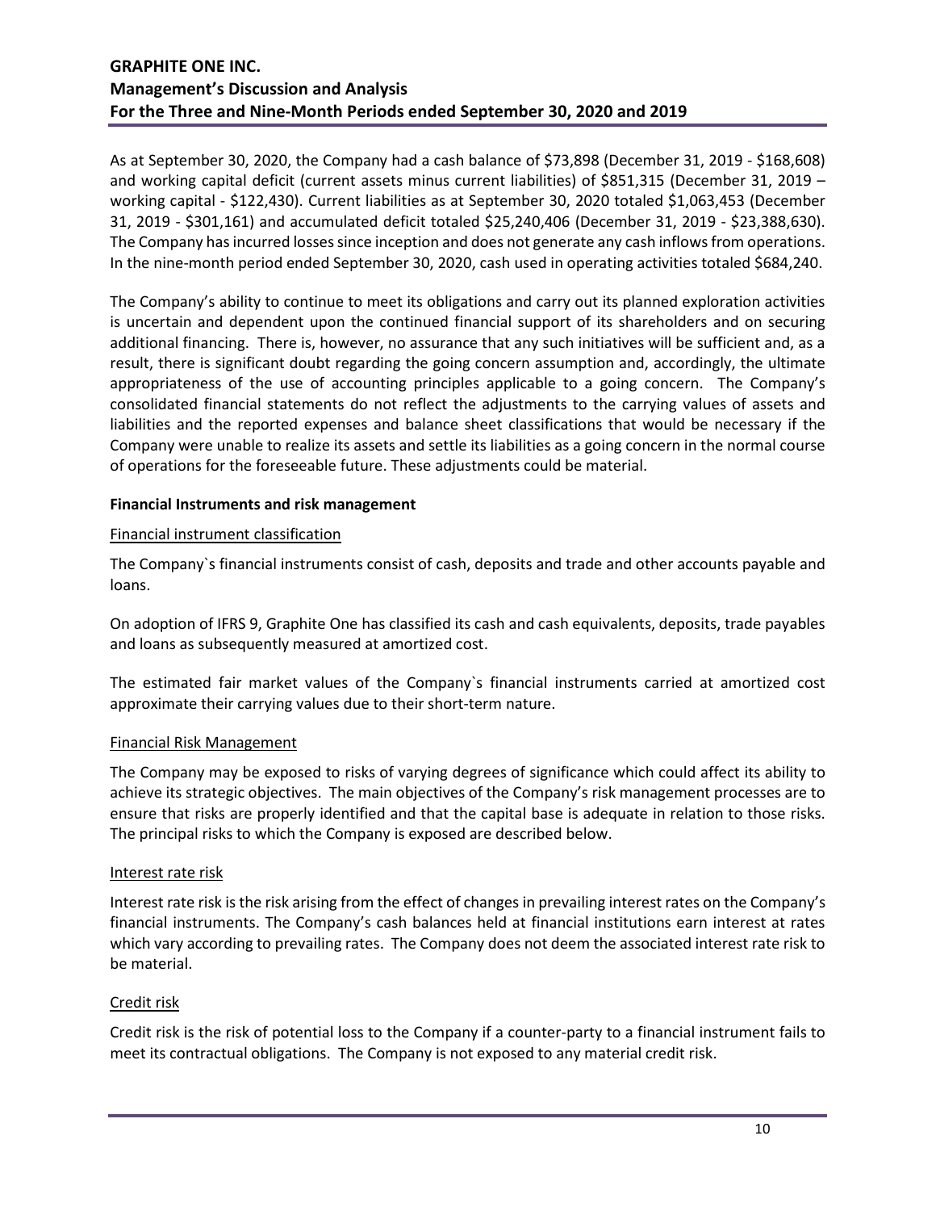As at September 30, 2020, the Company had a cash balance of $73,898 (December 31, 2019 - $168,608) and working capital deficit (current assets minus current liabilities) of $851,315 (December 31, 2019 – working capital - $122,430). Current liabilities as at September 30, 2020 totaled $1,063,453 (December 31, 2019 - $301,161) and accumulated deficit totaled $25,240,406 (December 31, 2019 - $23,388,630). The Company has incurred losses since inception and does not generate any cash inflows from operations. In the nine-month period ended September 30, 2020, cash used in operating activities totaled $684,240.

The Company's ability to continue to meet its obligations and carry out its planned exploration activities is uncertain and dependent upon the continued financial support of its shareholders and on securing additional financing. There is, however, no assurance that any such initiatives will be sufficient and, as a result, there is significant doubt regarding the going concern assumption and, accordingly, the ultimate appropriateness of the use of accounting principles applicable to a going concern. The Company's consolidated financial statements do not reflect the adjustments to the carrying values of assets and liabilities and the reported expenses and balance sheet classifications that would be necessary if the Company were unable to realize its assets and settle its liabilities as a going concern in the normal course of operations for the foreseeable future. These adjustments could be material.

**Financial Instruments and risk management**

Financial instrument classification

The Company`s financial instruments consist of cash, deposits and trade and other accounts payable and loans.

On adoption of IFRS 9, Graphite One has classified its cash and cash equivalents, deposits, trade payables and loans as subsequently measured at amortized cost.

The estimated fair market values of the Company`s financial instruments carried at amortized cost approximate their carrying values due to their short-term nature.

Financial Risk Management

The Company may be exposed to risks of varying degrees of significance which could affect its ability to achieve its strategic objectives. The main objectives of the Company's risk management processes are to ensure that risks are properly identified and that the capital base is adequate in relation to those risks. The principal risks to which the Company is exposed are described below.

Interest rate risk

Interest rate risk is the risk arising from the effect of changes in prevailing interest rates on the Company's financial instruments. The Company's cash balances held at financial institutions earn interest at rates which vary according to prevailing rates. The Company does not deem the associated interest rate risk to be material.

Credit risk

Credit risk is the risk of potential loss to the Company if a counter-party to a financial instrument fails to meet its contractual obligations. The Company is not exposed to any material credit risk.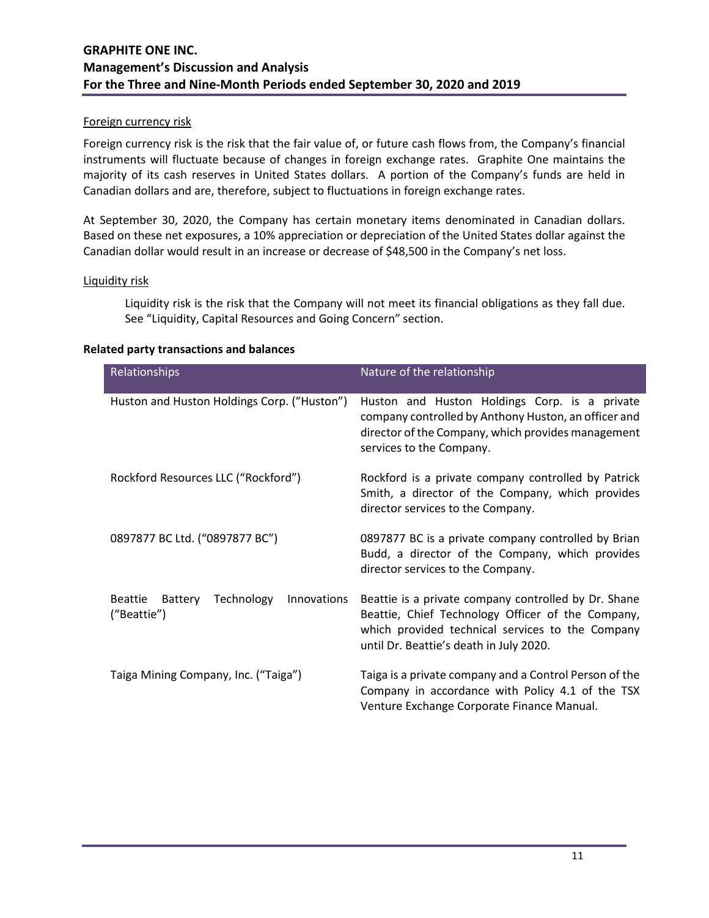#### Foreign currency risk

Foreign currency risk is the risk that the fair value of, or future cash flows from, the Company's financial instruments will fluctuate because of changes in foreign exchange rates. Graphite One maintains the majority of its cash reserves in United States dollars. A portion of the Company's funds are held in Canadian dollars and are, therefore, subject to fluctuations in foreign exchange rates.

At September 30, 2020, the Company has certain monetary items denominated in Canadian dollars. Based on these net exposures, a 10% appreciation or depreciation of the United States dollar against the Canadian dollar would result in an increase or decrease of $48,500 in the Company's net loss.

#### Liquidity risk

Liquidity risk is the risk that the Company will not meet its financial obligations as they fall due. See "Liquidity, Capital Resources and Going Concern" section.

### Related party transactions and balances

| Relationships | Nature of the relationship |
|---|---|
| Huston and Huston Holdings Corp. ("Huston") | Huston and Huston Holdings Corp. is a private company controlled by Anthony Huston, an officer and director of the Company, which provides management services to the Company. |
| Rockford Resources LLC ("Rockford") | Rockford is a private company controlled by Patrick Smith, a director of the Company, which provides director services to the Company. |
| 0897877 BC Ltd. ("0897877 BC") | 0897877 BC is a private company controlled by Brian Budd, a director of the Company, which provides director services to the Company. |
| Beattie Battery Technology Innovations ("Beattie") | Beattie is a private company controlled by Dr. Shane Beattie, Chief Technology Officer of the Company, which provided technical services to the Company until Dr. Beattie's death in July 2020. |
| Taiga Mining Company, Inc. ("Taiga") | Taiga is a private company and a Control Person of the Company in accordance with Policy 4.1 of the TSX Venture Exchange Corporate Finance Manual. |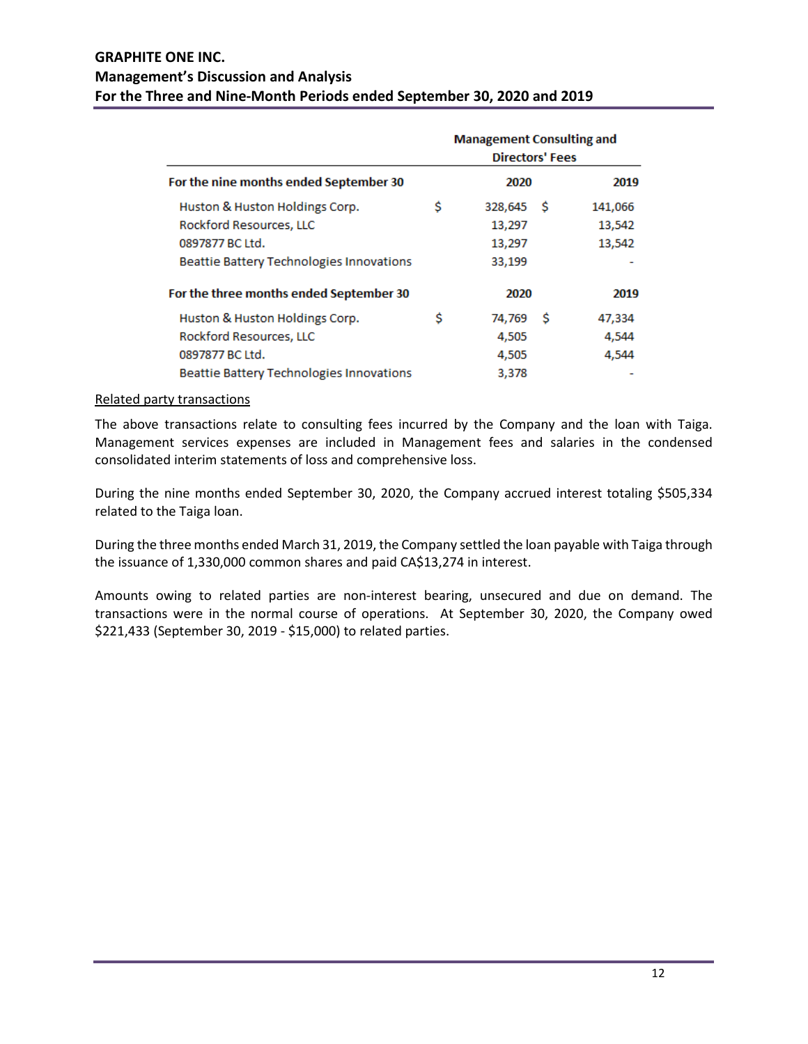| | Management Consulting and Directors' Fees | |
|---|---|---|
| **For the nine months ended September 30** | **2020** | **2019** |
| Huston & Huston Holdings Corp. | $ 328,645 | $ 141,066 |
| Rockford Resources, LLC | 13,297 | 13,542 |
| 0897877 BC Ltd. | 13,297 | 13,542 |
| Beattie Battery Technologies Innovations | 33,199 | - |
| **For the three months ended September 30** | **2020** | **2019** |
| Huston & Huston Holdings Corp. | $ 74,769 | $ 47,334 |
| Rockford Resources, LLC | 4,505 | 4,544 |
| 0897877 BC Ltd. | 4,505 | 4,544 |
| Beattie Battery Technologies Innovations | 3,378 | - |

Related party transactions

The above transactions relate to consulting fees incurred by the Company and the loan with Taiga. Management services expenses are included in Management fees and salaries in the condensed consolidated interim statements of loss and comprehensive loss.

During the nine months ended September 30, 2020, the Company accrued interest totaling $505,334 related to the Taiga loan.

During the three months ended March 31, 2019, the Company settled the loan payable with Taiga through the issuance of 1,330,000 common shares and paid CA$13,274 in interest.

Amounts owing to related parties are non-interest bearing, unsecured and due on demand. The transactions were in the normal course of operations. At September 30, 2020, the Company owed $221,433 (September 30, 2019 - $15,000) to related parties.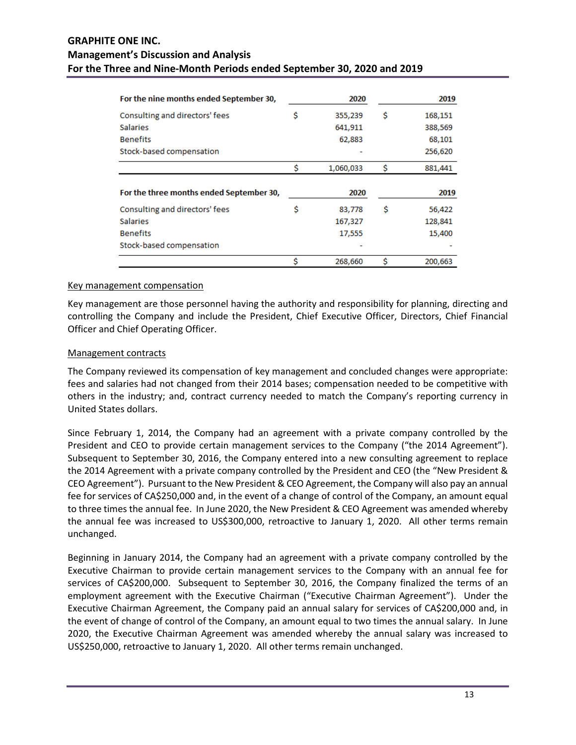| For the nine months ended September 30, | | 2020 | | 2019 |
|---|---|---|---|---|
| Consulting and directors' fees | $ | 355,239 | $ | 168,151 |
| Salaries | | 641,911 | | 388,569 |
| Benefits | | 62,883 | | 68,101 |
| Stock-based compensation | | - | | 256,620 |
| | $ | 1,060,033 | $ | 881,441 |

| For the three months ended September 30, | | 2020 | | 2019 |
|---|---|---|---|---|
| Consulting and directors' fees | $ | 83,778 | $ | 56,422 |
| Salaries | | 167,327 | | 128,841 |
| Benefits | | 17,555 | | 15,400 |
| Stock-based compensation | | - | | - |
| | $ | 268,660 | $ | 200,663 |

Key management compensation

Key management are those personnel having the authority and responsibility for planning, directing and controlling the Company and include the President, Chief Executive Officer, Directors, Chief Financial Officer and Chief Operating Officer.

Management contracts

The Company reviewed its compensation of key management and concluded changes were appropriate: fees and salaries had not changed from their 2014 bases; compensation needed to be competitive with others in the industry; and, contract currency needed to match the Company's reporting currency in United States dollars.

Since February 1, 2014, the Company had an agreement with a private company controlled by the President and CEO to provide certain management services to the Company ("the 2014 Agreement"). Subsequent to September 30, 2016, the Company entered into a new consulting agreement to replace the 2014 Agreement with a private company controlled by the President and CEO (the "New President & CEO Agreement"). Pursuant to the New President & CEO Agreement, the Company will also pay an annual fee for services of CA$250,000 and, in the event of a change of control of the Company, an amount equal to three times the annual fee. In June 2020, the New President & CEO Agreement was amended whereby the annual fee was increased to US$300,000, retroactive to January 1, 2020. All other terms remain unchanged.

Beginning in January 2014, the Company had an agreement with a private company controlled by the Executive Chairman to provide certain management services to the Company with an annual fee for services of CA$200,000. Subsequent to September 30, 2016, the Company finalized the terms of an employment agreement with the Executive Chairman ("Executive Chairman Agreement"). Under the Executive Chairman Agreement, the Company paid an annual salary for services of CA$200,000 and, in the event of change of control of the Company, an amount equal to two times the annual salary. In June 2020, the Executive Chairman Agreement was amended whereby the annual salary was increased to US$250,000, retroactive to January 1, 2020. All other terms remain unchanged.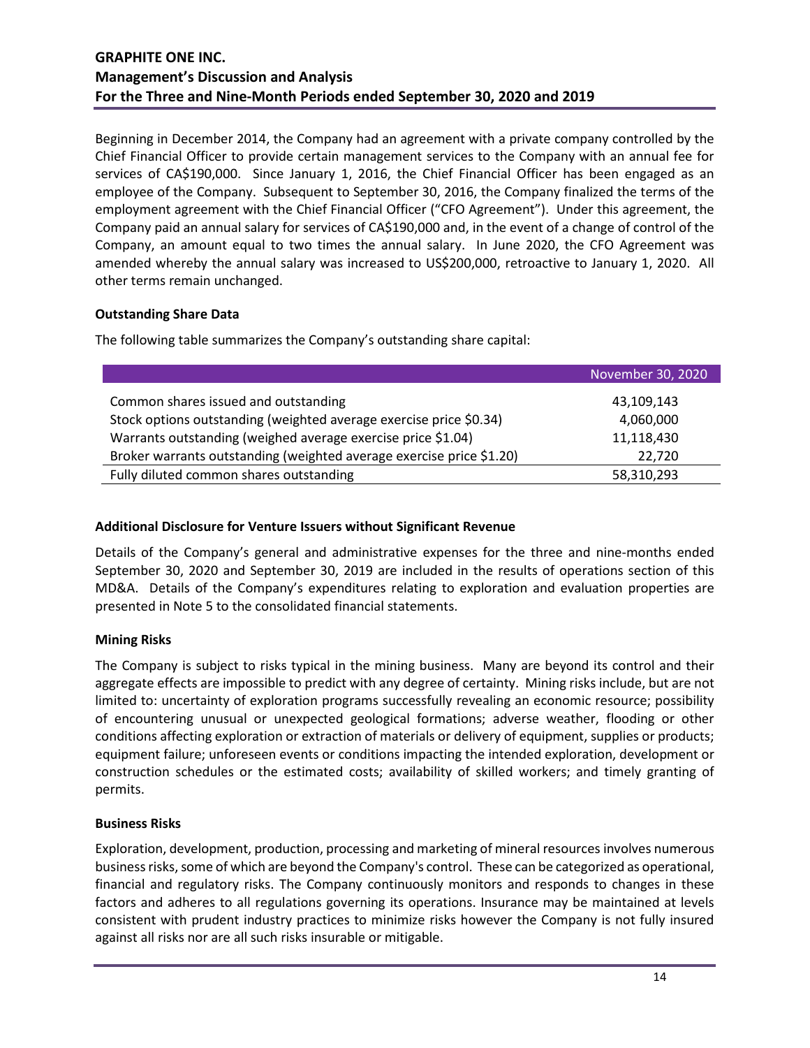Beginning in December 2014, the Company had an agreement with a private company controlled by the Chief Financial Officer to provide certain management services to the Company with an annual fee for services of CA$190,000. Since January 1, 2016, the Chief Financial Officer has been engaged as an employee of the Company. Subsequent to September 30, 2016, the Company finalized the terms of the employment agreement with the Chief Financial Officer ("CFO Agreement"). Under this agreement, the Company paid an annual salary for services of CA$190,000 and, in the event of a change of control of the Company, an amount equal to two times the annual salary. In June 2020, the CFO Agreement was amended whereby the annual salary was increased to US$200,000, retroactive to January 1, 2020. All other terms remain unchanged.

### Outstanding Share Data

The following table summarizes the Company's outstanding share capital:

| | November 30, 2020 |
|---|---|
| Common shares issued and outstanding | 43,109,143 |
| Stock options outstanding (weighted average exercise price $0.34) | 4,060,000 |
| Warrants outstanding (weighed average exercise price $1.04) | 11,118,430 |
| Broker warrants outstanding (weighted average exercise price $1.20) | 22,720 |
| Fully diluted common shares outstanding | 58,310,293 |

### Additional Disclosure for Venture Issuers without Significant Revenue

Details of the Company's general and administrative expenses for the three and nine-months ended September 30, 2020 and September 30, 2019 are included in the results of operations section of this MD&A. Details of the Company's expenditures relating to exploration and evaluation properties are presented in Note 5 to the consolidated financial statements.

### Mining Risks

The Company is subject to risks typical in the mining business. Many are beyond its control and their aggregate effects are impossible to predict with any degree of certainty. Mining risks include, but are not limited to: uncertainty of exploration programs successfully revealing an economic resource; possibility of encountering unusual or unexpected geological formations; adverse weather, flooding or other conditions affecting exploration or extraction of materials or delivery of equipment, supplies or products; equipment failure; unforeseen events or conditions impacting the intended exploration, development or construction schedules or the estimated costs; availability of skilled workers; and timely granting of permits.

### Business Risks

Exploration, development, production, processing and marketing of mineral resources involves numerous business risks, some of which are beyond the Company's control. These can be categorized as operational, financial and regulatory risks. The Company continuously monitors and responds to changes in these factors and adheres to all regulations governing its operations. Insurance may be maintained at levels consistent with prudent industry practices to minimize risks however the Company is not fully insured against all risks nor are all such risks insurable or mitigable.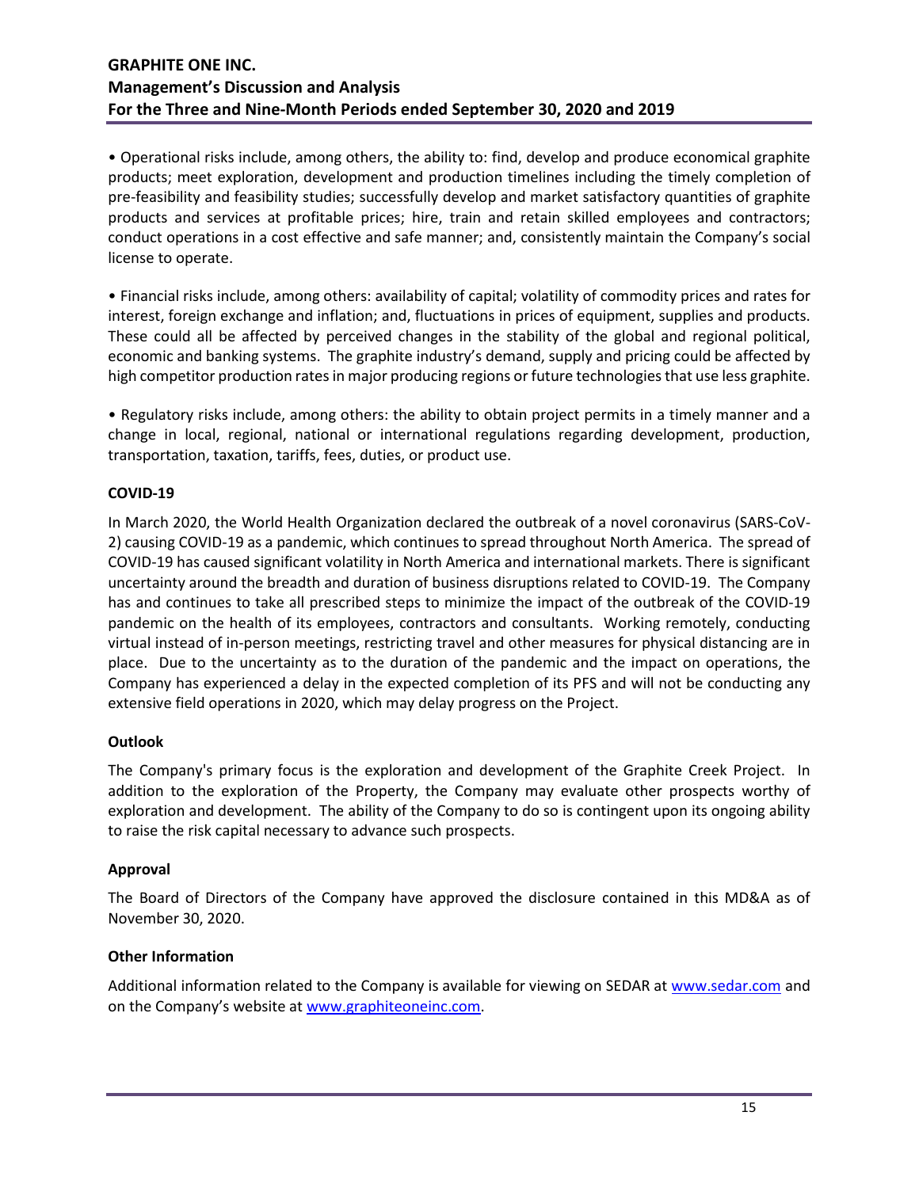• Operational risks include, among others, the ability to: find, develop and produce economical graphite products; meet exploration, development and production timelines including the timely completion of pre-feasibility and feasibility studies; successfully develop and market satisfactory quantities of graphite products and services at profitable prices; hire, train and retain skilled employees and contractors; conduct operations in a cost effective and safe manner; and, consistently maintain the Company's social license to operate.

• Financial risks include, among others: availability of capital; volatility of commodity prices and rates for interest, foreign exchange and inflation; and, fluctuations in prices of equipment, supplies and products. These could all be affected by perceived changes in the stability of the global and regional political, economic and banking systems. The graphite industry's demand, supply and pricing could be affected by high competitor production rates in major producing regions or future technologies that use less graphite.

• Regulatory risks include, among others: the ability to obtain project permits in a timely manner and a change in local, regional, national or international regulations regarding development, production, transportation, taxation, tariffs, fees, duties, or product use.

### COVID-19

In March 2020, the World Health Organization declared the outbreak of a novel coronavirus (SARS-CoV-2) causing COVID-19 as a pandemic, which continues to spread throughout North America. The spread of COVID-19 has caused significant volatility in North America and international markets. There is significant uncertainty around the breadth and duration of business disruptions related to COVID-19. The Company has and continues to take all prescribed steps to minimize the impact of the outbreak of the COVID-19 pandemic on the health of its employees, contractors and consultants. Working remotely, conducting virtual instead of in-person meetings, restricting travel and other measures for physical distancing are in place. Due to the uncertainty as to the duration of the pandemic and the impact on operations, the Company has experienced a delay in the expected completion of its PFS and will not be conducting any extensive field operations in 2020, which may delay progress on the Project.

### Outlook

The Company's primary focus is the exploration and development of the Graphite Creek Project. In addition to the exploration of the Property, the Company may evaluate other prospects worthy of exploration and development. The ability of the Company to do so is contingent upon its ongoing ability to raise the risk capital necessary to advance such prospects.

### Approval

The Board of Directors of the Company have approved the disclosure contained in this MD&A as of November 30, 2020.

### Other Information

Additional information related to the Company is available for viewing on SEDAR at www.sedar.com and on the Company's website at www.graphiteoneinc.com.